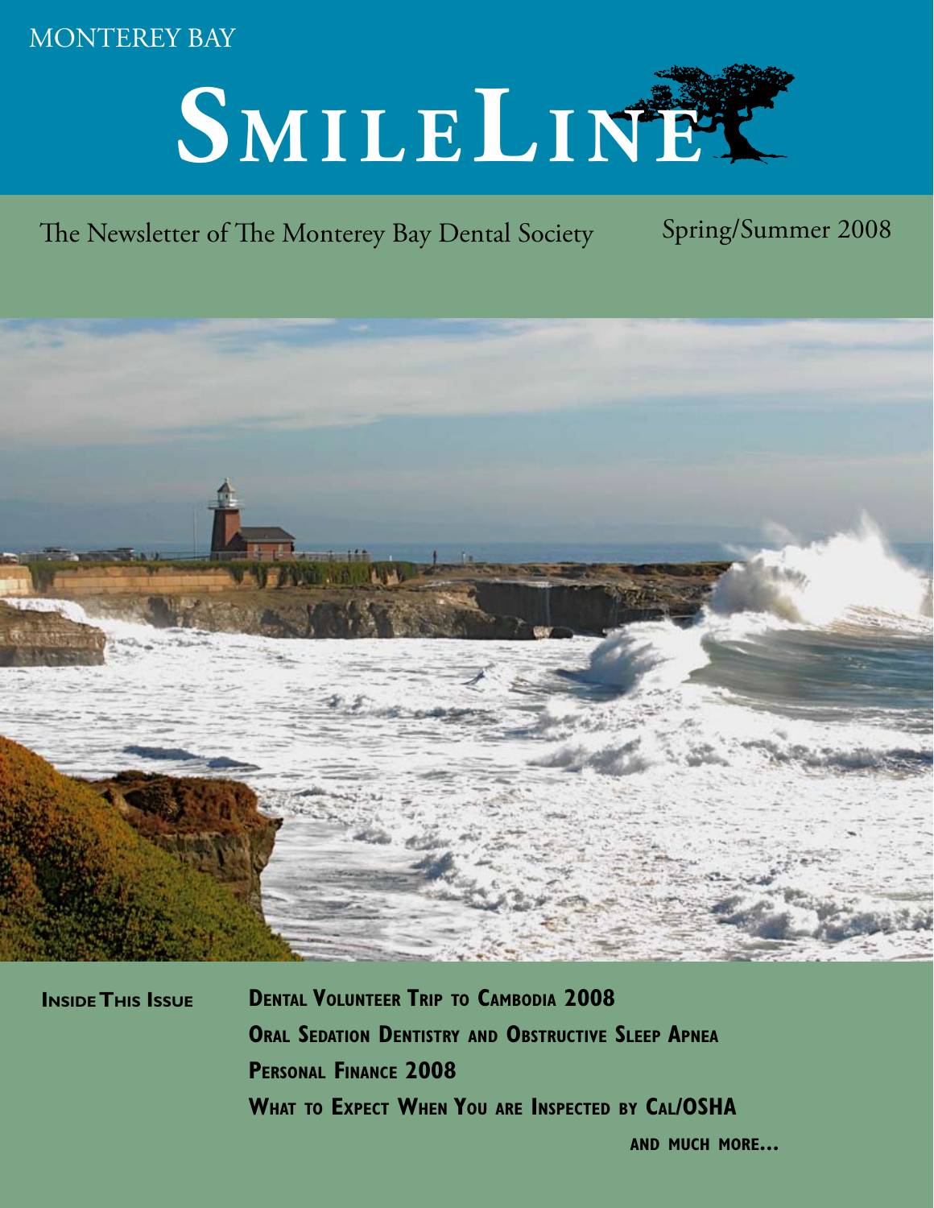MONTEREY BAY

# SmileLine

The Newsletter of The Monterey Bay Dental Society

Spring/Summer 2008

**Inside This Issue**

**Dental Volunteer Trip to Cambodia 2008**

**Oral Sedation Dentistry and Obstructive Sleep Apnea**

**Personal Finance 2008**

**What to Expect When You are Inspected by Cal/OSHA**

**and much more...**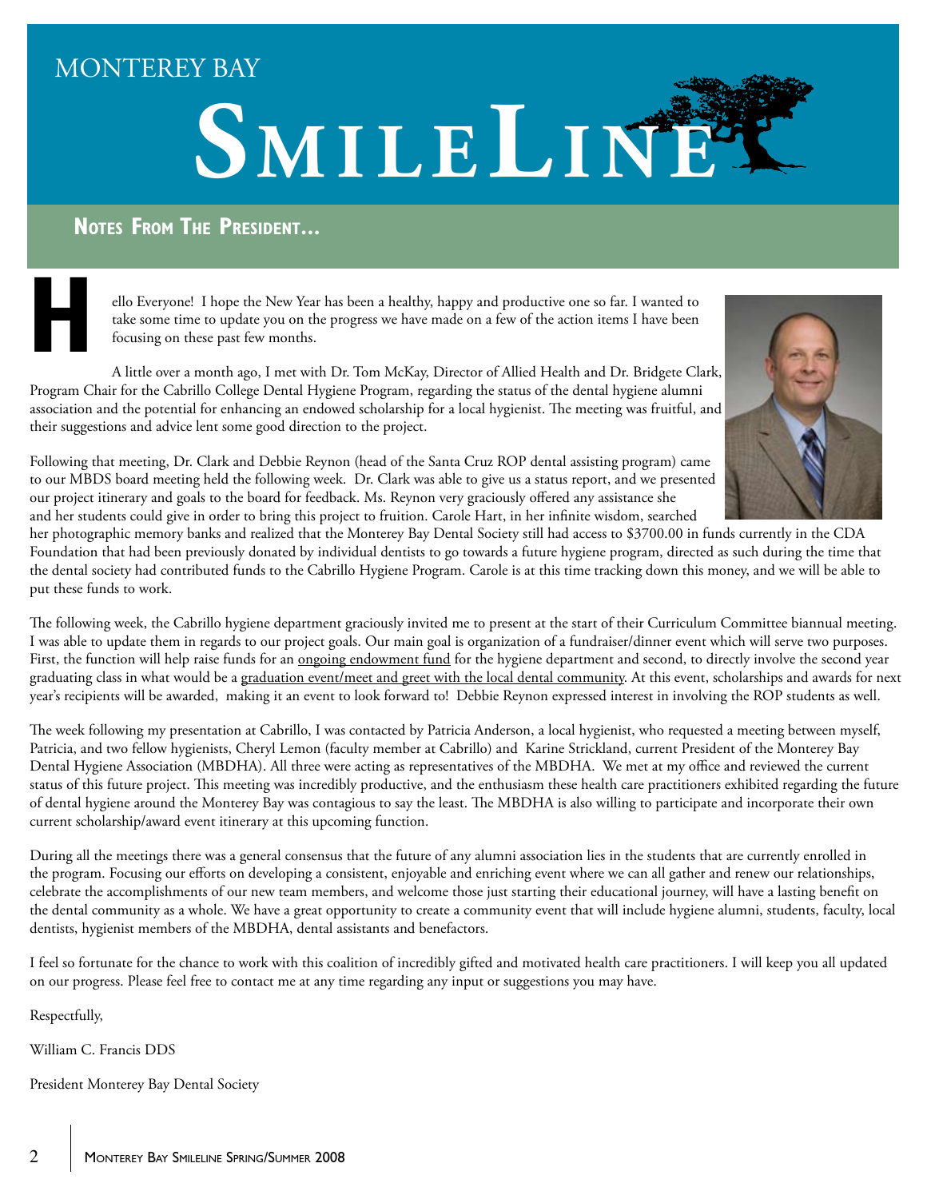# MONTEREY BAY SMILELINE

## Notes From The President...

Hello Everyone! I hope the New Year has been a healthy, happy and productive one so far. I wanted to take some time to update you on the progress we have made on a few of the action items I have been focusing on these past few months.

A little over a month ago, I met with Dr. Tom McKay, Director of Allied Health and Dr. Bridgete Clark, Program Chair for the Cabrillo College Dental Hygiene Program, regarding the status of the dental hygiene alumni association and the potential for enhancing an endowed scholarship for a local hygienist. The meeting was fruitful, and their suggestions and advice lent some good direction to the project.

Following that meeting, Dr. Clark and Debbie Reynon (head of the Santa Cruz ROP dental assisting program) came to our MBDS board meeting held the following week. Dr. Clark was able to give us a status report, and we presented our project itinerary and goals to the board for feedback. Ms. Reynon very graciously offered any assistance she and her students could give in order to bring this project to fruition. Carole Hart, in her infinite wisdom, searched her photographic memory banks and realized that the Monterey Bay Dental Society still had access to $3700.00 in funds currently in the CDA Foundation that had been previously donated by individual dentists to go towards a future hygiene program, directed as such during the time that the dental society had contributed funds to the Cabrillo Hygiene Program. Carole is at this time tracking down this money, and we will be able to put these funds to work.

The following week, the Cabrillo hygiene department graciously invited me to present at the start of their Curriculum Committee biannual meeting. I was able to update them in regards to our project goals. Our main goal is organization of a fundraiser/dinner event which will serve two purposes. First, the function will help raise funds for an <u>ongoing endowment fund</u> for the hygiene department and second, to directly involve the second year graduating class in what would be a <u>graduation event/meet and greet with the local dental community</u>. At this event, scholarships and awards for next year's recipients will be awarded, making it an event to look forward to! Debbie Reynon expressed interest in involving the ROP students as well.

The week following my presentation at Cabrillo, I was contacted by Patricia Anderson, a local hygienist, who requested a meeting between myself, Patricia, and two fellow hygienists, Cheryl Lemon (faculty member at Cabrillo) and Karine Strickland, current President of the Monterey Bay Dental Hygiene Association (MBDHA). All three were acting as representatives of the MBDHA. We met at my office and reviewed the current status of this future project. This meeting was incredibly productive, and the enthusiasm these health care practitioners exhibited regarding the future of dental hygiene around the Monterey Bay was contagious to say the least. The MBDHA is also willing to participate and incorporate their own current scholarship/award event itinerary at this upcoming function.

During all the meetings there was a general consensus that the future of any alumni association lies in the students that are currently enrolled in the program. Focusing our efforts on developing a consistent, enjoyable and enriching event where we can all gather and renew our relationships, celebrate the accomplishments of our new team members, and welcome those just starting their educational journey, will have a lasting benefit on the dental community as a whole. We have a great opportunity to create a community event that will include hygiene alumni, students, faculty, local dentists, hygienist members of the MBDHA, dental assistants and benefactors.

I feel so fortunate for the chance to work with this coalition of incredibly gifted and motivated health care practitioners. I will keep you all updated on our progress. Please feel free to contact me at any time regarding any input or suggestions you may have.

Respectfully,

William C. Francis DDS

President Monterey Bay Dental Society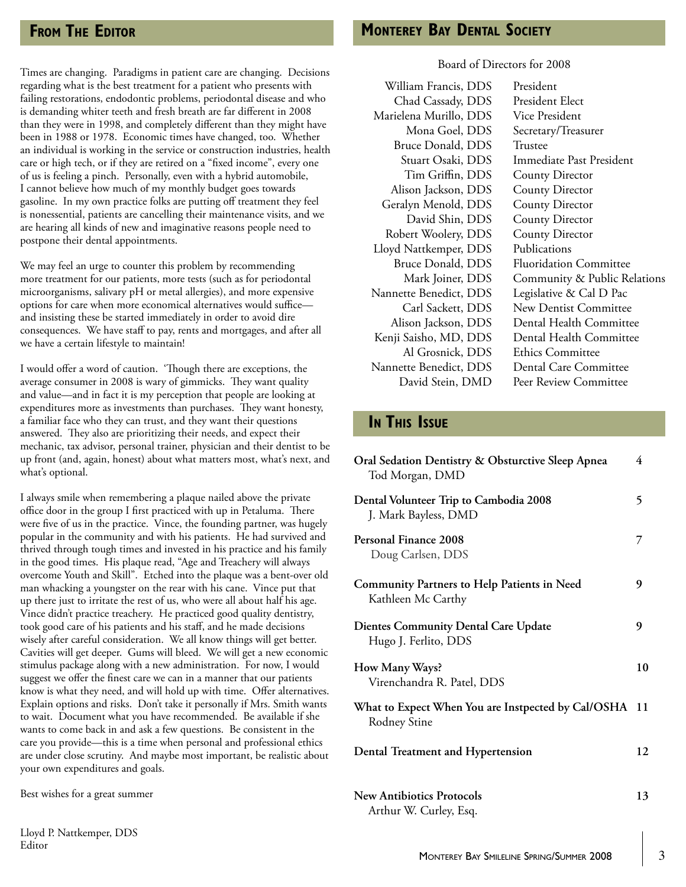## From The Editor

Times are changing. Paradigms in patient care are changing. Decisions regarding what is the best treatment for a patient who presents with failing restorations, endodontic problems, periodontal disease and who is demanding whiter teeth and fresh breath are far different in 2008 than they were in 1998, and completely different than they might have been in 1988 or 1978. Economic times have changed, too. Whether an individual is working in the service or construction industries, health care or high tech, or if they are retired on a "fixed income", every one of us is feeling a pinch. Personally, even with a hybrid automobile, I cannot believe how much of my monthly budget goes towards gasoline. In my own practice folks are putting off treatment they feel is nonessential, patients are cancelling their maintenance visits, and we are hearing all kinds of new and imaginative reasons people need to postpone their dental appointments.

We may feel an urge to counter this problem by recommending more treatment for our patients, more tests (such as for periodontal microorganisms, salivary pH or metal allergies), and more expensive options for care when more economical alternatives would suffice—and insisting these be started immediately in order to avoid dire consequences. We have staff to pay, rents and mortgages, and after all we have a certain lifestyle to maintain!

I would offer a word of caution. 'Though there are exceptions, the average consumer in 2008 is wary of gimmicks. They want quality and value—and in fact it is my perception that people are looking at expenditures more as investments than purchases. They want honesty, a familiar face who they can trust, and they want their questions answered. They also are prioritizing their needs, and expect their mechanic, tax advisor, personal trainer, physician and their dentist to be up front (and, again, honest) about what matters most, what's next, and what's optional.

I always smile when remembering a plaque nailed above the private office door in the group I first practiced with up in Petaluma. There were five of us in the practice. Vince, the founding partner, was hugely popular in the community and with his patients. He had survived and thrived through tough times and invested in his practice and his family in the good times. His plaque read, "Age and Treachery will always overcome Youth and Skill". Etched into the plaque was a bent-over old man whacking a youngster on the rear with his cane. Vince put that up there just to irritate the rest of us, who were all about half his age. Vince didn't practice treachery. He practiced good quality dentistry, took good care of his patients and his staff, and he made decisions wisely after careful consideration. We all know things will get better. Cavities will get deeper. Gums will bleed. We will get a new economic stimulus package along with a new administration. For now, I would suggest we offer the finest care we can in a manner that our patients know is what they need, and will hold up with time. Offer alternatives. Explain options and risks. Don't take it personally if Mrs. Smith wants to wait. Document what you have recommended. Be available if she wants to come back in and ask a few questions. Be consistent in the care you provide—this is a time when personal and professional ethics are under close scrutiny. And maybe most important, be realistic about your own expenditures and goals.

Best wishes for a great summer

Lloyd P. Nattkemper, DDS
Editor

## Monterey Bay Dental Society

Board of Directors for 2008

| Name | Position |
|---|---|
| William Francis, DDS | President |
| Chad Cassady, DDS | President Elect |
| Marielena Murillo, DDS | Vice President |
| Mona Goel, DDS | Secretary/Treasurer |
| Bruce Donald, DDS | Trustee |
| Stuart Osaki, DDS | Immediate Past President |
| Tim Griffin, DDS | County Director |
| Alison Jackson, DDS | County Director |
| Geralyn Menold, DDS | County Director |
| David Shin, DDS | County Director |
| Robert Woolery, DDS | County Director |
| Lloyd Nattkemper, DDS | Publications |
| Bruce Donald, DDS | Fluoridation Committee |
| Mark Joiner, DDS | Community & Public Relations |
| Nannette Benedict, DDS | Legislative & Cal D Pac |
| Carl Sackett, DDS | New Dentist Committee |
| Alison Jackson, DDS | Dental Health Committee |
| Kenji Saisho, MD, DDS | Dental Health Committee |
| Al Grosnick, DDS | Ethics Committee |
| Nannette Benedict, DDS | Dental Care Committee |
| David Stein, DMD | Peer Review Committee |

## In This Issue

| Article | Page |
|---|---|
| **Oral Sedation Dentistry & Obsturctive Sleep Apnea** — Tod Morgan, DMD | 4 |
| **Dental Volunteer Trip to Cambodia 2008** — J. Mark Bayless, DMD | 5 |
| **Personal Finance 2008** — Doug Carlsen, DDS | 7 |
| **Community Partners to Help Patients in Need** — Kathleen Mc Carthy | 9 |
| **Dientes Community Dental Care Update** — Hugo J. Ferlito, DDS | 9 |
| **How Many Ways?** — Virenchandra R. Patel, DDS | 10 |
| **What to Expect When You are Instpected by Cal/OSHA** — Rodney Stine | 11 |
| **Dental Treatment and Hypertension** | 12 |
| **New Antibiotics Protocols** — Arthur W. Curley, Esq. | 13 |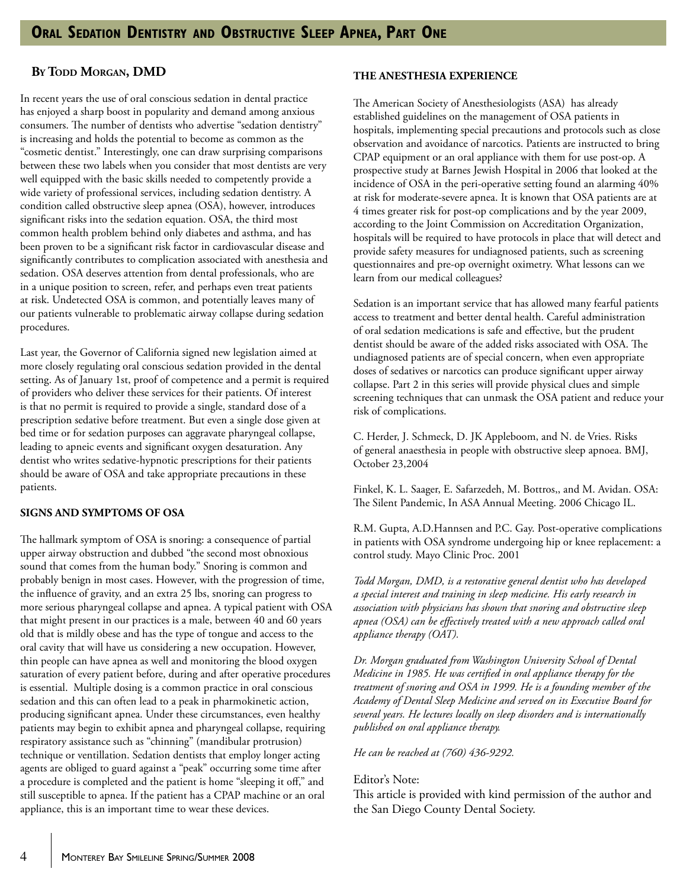# Oral Sedation Dentistry and Obstructive Sleep Apnea, Part One

**By Todd Morgan, DMD**

In recent years the use of oral conscious sedation in dental practice has enjoyed a sharp boost in popularity and demand among anxious consumers. The number of dentists who advertise "sedation dentistry" is increasing and holds the potential to become as common as the "cosmetic dentist." Interestingly, one can draw surprising comparisons between these two labels when you consider that most dentists are very well equipped with the basic skills needed to competently provide a wide variety of professional services, including sedation dentistry. A condition called obstructive sleep apnea (OSA), however, introduces significant risks into the sedation equation. OSA, the third most common health problem behind only diabetes and asthma, and has been proven to be a significant risk factor in cardiovascular disease and significantly contributes to complication associated with anesthesia and sedation. OSA deserves attention from dental professionals, who are in a unique position to screen, refer, and perhaps even treat patients at risk. Undetected OSA is common, and potentially leaves many of our patients vulnerable to problematic airway collapse during sedation procedures.

Last year, the Governor of California signed new legislation aimed at more closely regulating oral conscious sedation provided in the dental setting. As of January 1st, proof of competence and a permit is required of providers who deliver these services for their patients. Of interest is that no permit is required to provide a single, standard dose of a prescription sedative before treatment. But even a single dose given at bed time or for sedation purposes can aggravate pharyngeal collapse, leading to apneic events and significant oxygen desaturation. Any dentist who writes sedative-hypnotic prescriptions for their patients should be aware of OSA and take appropriate precautions in these patients.

## SIGNS AND SYMPTOMS OF OSA

The hallmark symptom of OSA is snoring: a consequence of partial upper airway obstruction and dubbed "the second most obnoxious sound that comes from the human body." Snoring is common and probably benign in most cases. However, with the progression of time, the influence of gravity, and an extra 25 lbs, snoring can progress to more serious pharyngeal collapse and apnea. A typical patient with OSA that might present in our practices is a male, between 40 and 60 years old that is mildly obese and has the type of tongue and access to the oral cavity that will have us considering a new occupation. However, thin people can have apnea as well and monitoring the blood oxygen saturation of every patient before, during and after operative procedures is essential. Multiple dosing is a common practice in oral conscious sedation and this can often lead to a peak in pharmokinetic action, producing significant apnea. Under these circumstances, even healthy patients may begin to exhibit apnea and pharyngeal collapse, requiring respiratory assistance such as "chinning" (mandibular protrusion) technique or ventillation. Sedation dentists that employ longer acting agents are obliged to guard against a "peak" occurring some time after a procedure is completed and the patient is home "sleeping it off," and still susceptible to apnea. If the patient has a CPAP machine or an oral appliance, this is an important time to wear these devices.

## THE ANESTHESIA EXPERIENCE

The American Society of Anesthesiologists (ASA) has already established guidelines on the management of OSA patients in hospitals, implementing special precautions and protocols such as close observation and avoidance of narcotics. Patients are instructed to bring CPAP equipment or an oral appliance with them for use post-op. A prospective study at Barnes Jewish Hospital in 2006 that looked at the incidence of OSA in the peri-operative setting found an alarming 40% at risk for moderate-severe apnea. It is known that OSA patients are at 4 times greater risk for post-op complications and by the year 2009, according to the Joint Commission on Accreditation Organization, hospitals will be required to have protocols in place that will detect and provide safety measures for undiagnosed patients, such as screening questionnaires and pre-op overnight oximetry. What lessons can we learn from our medical colleagues?

Sedation is an important service that has allowed many fearful patients access to treatment and better dental health. Careful administration of oral sedation medications is safe and effective, but the prudent dentist should be aware of the added risks associated with OSA. The undiagnosed patients are of special concern, when even appropriate doses of sedatives or narcotics can produce significant upper airway collapse. Part 2 in this series will provide physical clues and simple screening techniques that can unmask the OSA patient and reduce your risk of complications.

C. Herder, J. Schmeck, D. JK Appleboom, and N. de Vries. Risks of general anaesthesia in people with obstructive sleep apnoea. BMJ, October 23,2004

Finkel, K. L. Saager, E. Safarzedeh, M. Bottros,, and M. Avidan. OSA: The Silent Pandemic, In ASA Annual Meeting. 2006 Chicago IL.

R.M. Gupta, A.D.Hannsen and P.C. Gay. Post-operative complications in patients with OSA syndrome undergoing hip or knee replacement: a control study. Mayo Clinic Proc. 2001

*Todd Morgan, DMD, is a restorative general dentist who has developed a special interest and training in sleep medicine. His early research in association with physicians has shown that snoring and obstructive sleep apnea (OSA) can be effectively treated with a new approach called oral appliance therapy (OAT).*

*Dr. Morgan graduated from Washington University School of Dental Medicine in 1985. He was certified in oral appliance therapy for the treatment of snoring and OSA in 1999. He is a founding member of the Academy of Dental Sleep Medicine and served on its Executive Board for several years. He lectures locally on sleep disorders and is internationally published on oral appliance therapy.*

*He can be reached at (760) 436-9292.*

Editor's Note:
This article is provided with kind permission of the author and the San Diego County Dental Society.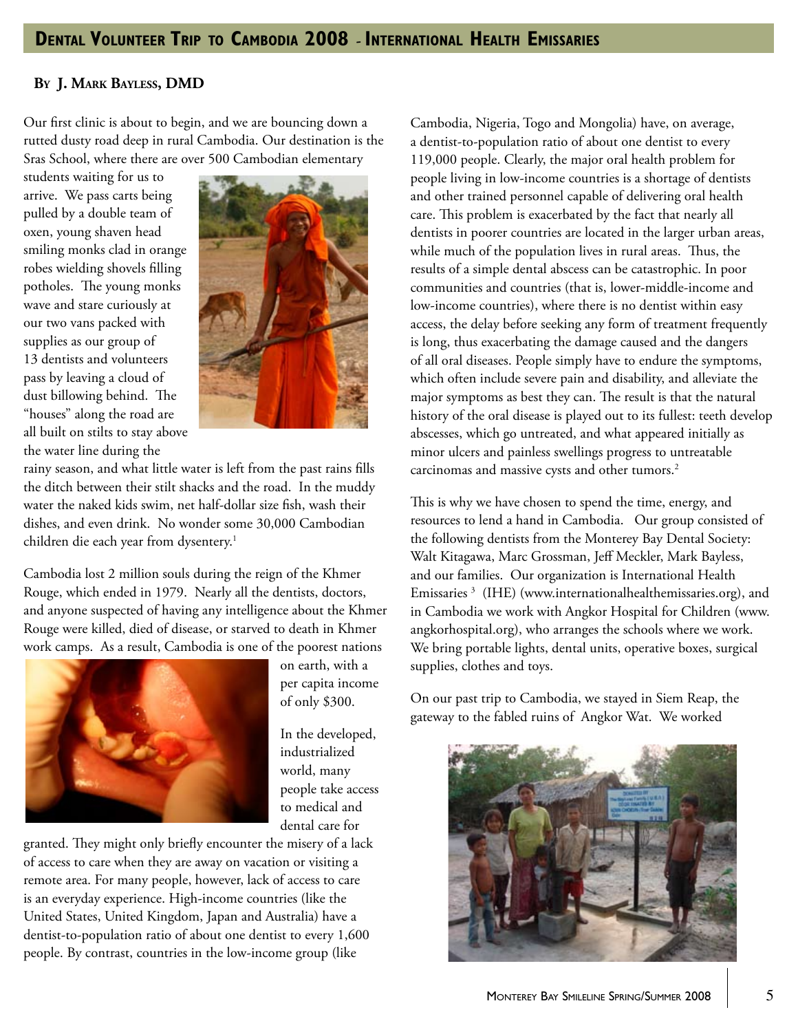## Dental Volunteer Trip to Cambodia 2008 - International Health Emissaries

**By J. Mark Bayless, DMD**

Our first clinic is about to begin, and we are bouncing down a rutted dusty road deep in rural Cambodia. Our destination is the Sras School, where there are over 500 Cambodian elementary students waiting for us to arrive. We pass carts being pulled by a double team of oxen, young shaven head smiling monks clad in orange robes wielding shovels filling potholes. The young monks wave and stare curiously at our two vans packed with supplies as our group of 13 dentists and volunteers pass by leaving a cloud of dust billowing behind. The "houses" along the road are all built on stilts to stay above the water line during the rainy season, and what little water is left from the past rains fills the ditch between their stilt shacks and the road. In the muddy water the naked kids swim, net half-dollar size fish, wash their dishes, and even drink. No wonder some 30,000 Cambodian children die each year from dysentery.[1]

Cambodia lost 2 million souls during the reign of the Khmer Rouge, which ended in 1979. Nearly all the dentists, doctors, and anyone suspected of having any intelligence about the Khmer Rouge were killed, died of disease, or starved to death in Khmer work camps. As a result, Cambodia is one of the poorest nations on earth, with a per capita income of only $300.

In the developed, industrialized world, many people take access to medical and dental care for granted. They might only briefly encounter the misery of a lack of access to care when they are away on vacation or visiting a remote area. For many people, however, lack of access to care is an everyday experience. High-income countries (like the United States, United Kingdom, Japan and Australia) have a dentist-to-population ratio of about one dentist to every 1,600 people. By contrast, countries in the low-income group (like Cambodia, Nigeria, Togo and Mongolia) have, on average, a dentist-to-population ratio of about one dentist to every 119,000 people. Clearly, the major oral health problem for people living in low-income countries is a shortage of dentists and other trained personnel capable of delivering oral health care. This problem is exacerbated by the fact that nearly all dentists in poorer countries are located in the larger urban areas, while much of the population lives in rural areas. Thus, the results of a simple dental abscess can be catastrophic. In poor communities and countries (that is, lower-middle-income and low-income countries), where there is no dentist within easy access, the delay before seeking any form of treatment frequently is long, thus exacerbating the damage caused and the dangers of all oral diseases. People simply have to endure the symptoms, which often include severe pain and disability, and alleviate the major symptoms as best they can. The result is that the natural history of the oral disease is played out to its fullest: teeth develop abscesses, which go untreated, and what appeared initially as minor ulcers and painless swellings progress to untreatable carcinomas and massive cysts and other tumors.[2]

This is why we have chosen to spend the time, energy, and resources to lend a hand in Cambodia. Our group consisted of the following dentists from the Monterey Bay Dental Society: Walt Kitagawa, Marc Grossman, Jeff Meckler, Mark Bayless, and our families. Our organization is International Health Emissaries [3] (IHE) (www.internationalhealthemissaries.org), and in Cambodia we work with Angkor Hospital for Children (www.angkorhospital.org), who arranges the schools where we work. We bring portable lights, dental units, operative boxes, surgical supplies, clothes and toys.

On our past trip to Cambodia, we stayed in Siem Reap, the gateway to the fabled ruins of Angkor Wat. We worked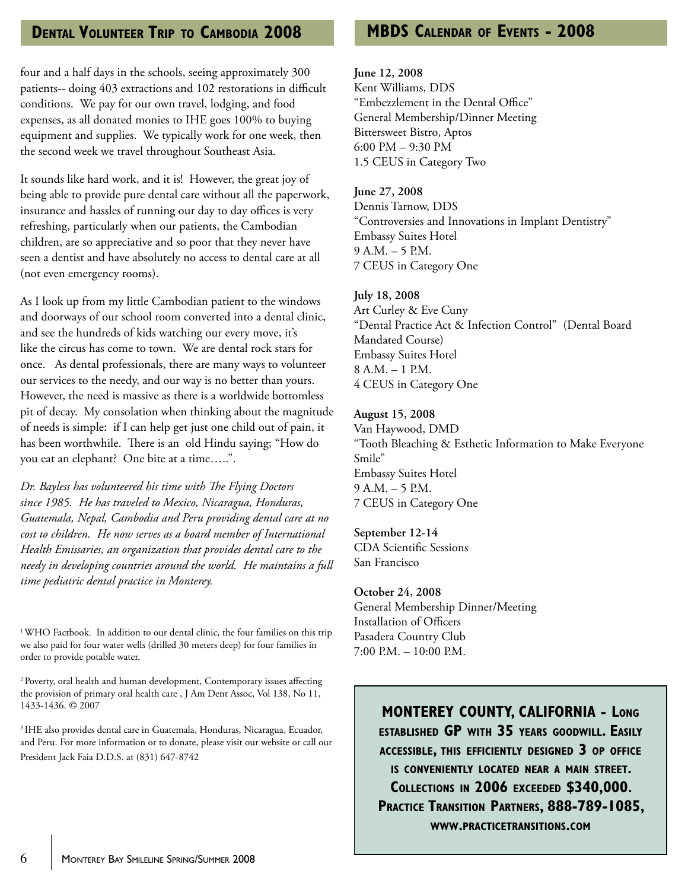## Dental Volunteer Trip to Cambodia 2008

four and a half days in the schools, seeing approximately 300 patients-- doing 403 extractions and 102 restorations in difficult conditions. We pay for our own travel, lodging, and food expenses, as all donated monies to IHE goes 100% to buying equipment and supplies. We typically work for one week, then the second week we travel throughout Southeast Asia.

It sounds like hard work, and it is! However, the great joy of being able to provide pure dental care without all the paperwork, insurance and hassles of running our day to day offices is very refreshing, particularly when our patients, the Cambodian children, are so appreciative and so poor that they never have seen a dentist and have absolutely no access to dental care at all (not even emergency rooms).

As I look up from my little Cambodian patient to the windows and doorways of our school room converted into a dental clinic, and see the hundreds of kids watching our every move, it's like the circus has come to town. We are dental rock stars for once. As dental professionals, there are many ways to volunteer our services to the needy, and our way is no better than yours. However, the need is massive as there is a worldwide bottomless pit of decay. My consolation when thinking about the magnitude of needs is simple: if I can help get just one child out of pain, it has been worthwhile. There is an old Hindu saying; "How do you eat an elephant? One bite at a time…..".

*Dr. Bayless has volunteered his time with The Flying Doctors since 1985. He has traveled to Mexico, Nicaragua, Honduras, Guatemala, Nepal, Cambodia and Peru providing dental care at no cost to children. He now serves as a board member of International Health Emissaries, an organization that provides dental care to the needy in developing countries around the world. He maintains a full time pediatric dental practice in Monterey.*

[1] WHO Factbook. In addition to our dental clinic, the four families on this trip we also paid for four water wells (drilled 30 meters deep) for four families in order to provide potable water.

[2] Poverty, oral health and human development, Contemporary issues affecting the provision of primary oral health care , J Am Dent Assoc, Vol 138, No 11, 1433-1436. © 2007

[3] IHE also provides dental care in Guatemala, Honduras, Nicaragua, Ecuador, and Peru. For more information or to donate, please visit our website or call our President Jack Faia D.D.S. at (831) 647-8742

## MBDS Calendar of Events - 2008

**June 12, 2008**
Kent Williams, DDS
"Embezzlement in the Dental Office"
General Membership/Dinner Meeting
Bittersweet Bistro, Aptos
6:00 PM – 9:30 PM
1.5 CEUS in Category Two

**June 27, 2008**
Dennis Tarnow, DDS
"Controversies and Innovations in Implant Dentistry"
Embassy Suites Hotel
9 A.M. – 5 P.M.
7 CEUS in Category One

**July 18, 2008**
Art Curley & Eve Cuny
"Dental Practice Act & Infection Control" (Dental Board Mandated Course)
Embassy Suites Hotel
8 A.M. – 1 P.M.
4 CEUS in Category One

**August 15, 2008**
Van Haywood, DMD
"Tooth Bleaching & Esthetic Information to Make Everyone Smile"
Embassy Suites Hotel
9 A.M. – 5 P.M.
7 CEUS in Category One

**September 12-14**
CDA Scientific Sessions
San Francisco

**October 24, 2008**
General Membership Dinner/Meeting
Installation of Officers
Pasadera Country Club
7:00 P.M. – 10:00 P.M.

**MONTEREY COUNTY, CALIFORNIA - Long established GP with 35 years goodwill. Easily accessible, this efficiently designed 3 op office is conveniently located near a main street. Collections in 2006 exceeded $340,000. Practice Transition Partners, 888-789-1085, www.practicetransitions.com**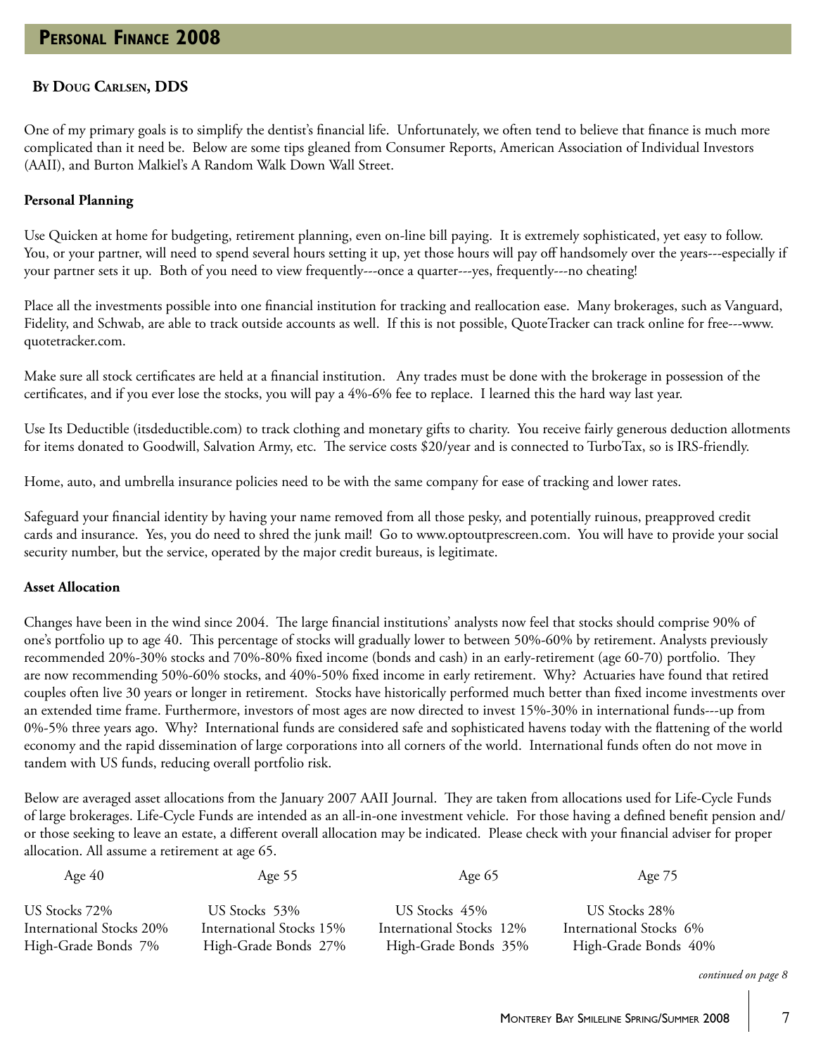# Personal Finance 2008

**By Doug Carlsen, DDS**

One of my primary goals is to simplify the dentist's financial life. Unfortunately, we often tend to believe that finance is much more complicated than it need be. Below are some tips gleaned from Consumer Reports, American Association of Individual Investors (AAII), and Burton Malkiel's A Random Walk Down Wall Street.

**Personal Planning**

Use Quicken at home for budgeting, retirement planning, even on-line bill paying. It is extremely sophisticated, yet easy to follow. You, or your partner, will need to spend several hours setting it up, yet those hours will pay off handsomely over the years---especially if your partner sets it up. Both of you need to view frequently---once a quarter---yes, frequently---no cheating!

Place all the investments possible into one financial institution for tracking and reallocation ease. Many brokerages, such as Vanguard, Fidelity, and Schwab, are able to track outside accounts as well. If this is not possible, QuoteTracker can track online for free---www.quotetracker.com.

Make sure all stock certificates are held at a financial institution. Any trades must be done with the brokerage in possession of the certificates, and if you ever lose the stocks, you will pay a 4%-6% fee to replace. I learned this the hard way last year.

Use Its Deductible (itsdeductible.com) to track clothing and monetary gifts to charity. You receive fairly generous deduction allotments for items donated to Goodwill, Salvation Army, etc. The service costs $20/year and is connected to TurboTax, so is IRS-friendly.

Home, auto, and umbrella insurance policies need to be with the same company for ease of tracking and lower rates.

Safeguard your financial identity by having your name removed from all those pesky, and potentially ruinous, preapproved credit cards and insurance. Yes, you do need to shred the junk mail! Go to www.optoutprescreen.com. You will have to provide your social security number, but the service, operated by the major credit bureaus, is legitimate.

**Asset Allocation**

Changes have been in the wind since 2004. The large financial institutions' analysts now feel that stocks should comprise 90% of one's portfolio up to age 40. This percentage of stocks will gradually lower to between 50%-60% by retirement. Analysts previously recommended 20%-30% stocks and 70%-80% fixed income (bonds and cash) in an early-retirement (age 60-70) portfolio. They are now recommending 50%-60% stocks, and 40%-50% fixed income in early retirement. Why? Actuaries have found that retired couples often live 30 years or longer in retirement. Stocks have historically performed much better than fixed income investments over an extended time frame. Furthermore, investors of most ages are now directed to invest 15%-30% in international funds---up from 0%-5% three years ago. Why? International funds are considered safe and sophisticated havens today with the flattening of the world economy and the rapid dissemination of large corporations into all corners of the world. International funds often do not move in tandem with US funds, reducing overall portfolio risk.

Below are averaged asset allocations from the January 2007 AAII Journal. They are taken from allocations used for Life-Cycle Funds of large brokerages. Life-Cycle Funds are intended as an all-in-one investment vehicle. For those having a defined benefit pension and/or those seeking to leave an estate, a different overall allocation may be indicated. Please check with your financial adviser for proper allocation. All assume a retirement at age 65.

| Age 40 | Age 55 | Age 65 | Age 75 |
|---|---|---|---|
| US Stocks 72% | US Stocks 53% | US Stocks 45% | US Stocks 28% |
| International Stocks 20% | International Stocks 15% | International Stocks 12% | International Stocks 6% |
| High-Grade Bonds 7% | High-Grade Bonds 27% | High-Grade Bonds 35% | High-Grade Bonds 40% |

*continued on page 8*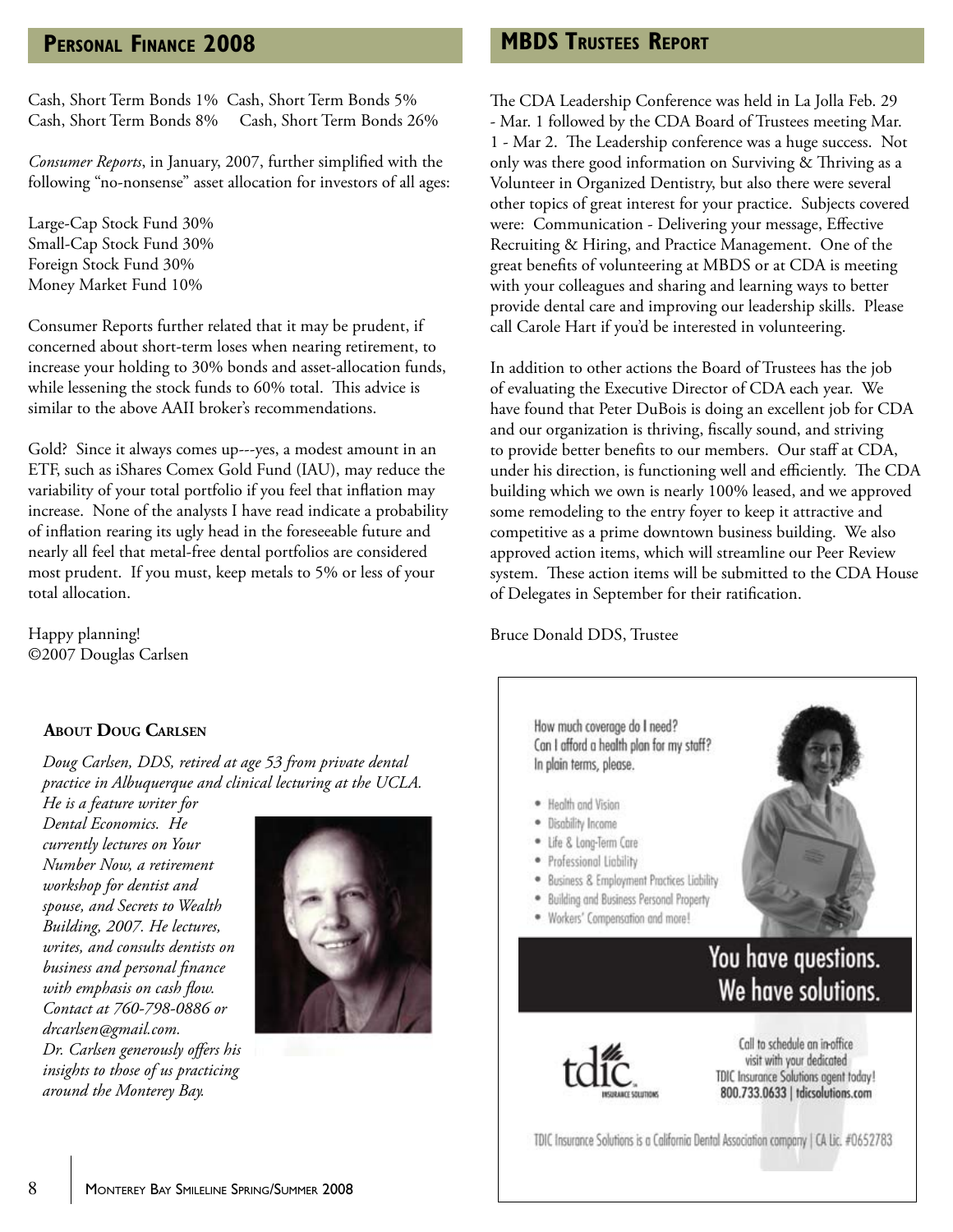## Personal Finance 2008

Cash, Short Term Bonds 1%  Cash, Short Term Bonds 5%
Cash, Short Term Bonds 8%  Cash, Short Term Bonds 26%

*Consumer Reports*, in January, 2007, further simplified with the following "no-nonsense" asset allocation for investors of all ages:

Large-Cap Stock Fund 30%
Small-Cap Stock Fund 30%
Foreign Stock Fund 30%
Money Market Fund 10%

Consumer Reports further related that it may be prudent, if concerned about short-term loses when nearing retirement, to increase your holding to 30% bonds and asset-allocation funds, while lessening the stock funds to 60% total. This advice is similar to the above AAII broker's recommendations.

Gold? Since it always comes up---yes, a modest amount in an ETF, such as iShares Comex Gold Fund (IAU), may reduce the variability of your total portfolio if you feel that inflation may increase. None of the analysts I have read indicate a probability of inflation rearing its ugly head in the foreseeable future and nearly all feel that metal-free dental portfolios are considered most prudent. If you must, keep metals to 5% or less of your total allocation.

Happy planning!
©2007 Douglas Carlsen

### About Doug Carlsen

*Doug Carlsen, DDS, retired at age 53 from private dental practice in Albuquerque and clinical lecturing at the UCLA. He is a feature writer for Dental Economics. He currently lectures on Your Number Now, a retirement workshop for dentist and spouse, and Secrets to Wealth Building, 2007. He lectures, writes, and consults dentists on business and personal finance with emphasis on cash flow. Contact at 760-798-0886 or drcarlsen@gmail.com. Dr. Carlsen generously offers his insights to those of us practicing around the Monterey Bay.*

## MBDS Trustees Report

The CDA Leadership Conference was held in La Jolla Feb. 29 - Mar. 1 followed by the CDA Board of Trustees meeting Mar. 1 - Mar 2. The Leadership conference was a huge success. Not only was there good information on Surviving & Thriving as a Volunteer in Organized Dentistry, but also there were several other topics of great interest for your practice. Subjects covered were: Communication - Delivering your message, Effective Recruiting & Hiring, and Practice Management. One of the great benefits of volunteering at MBDS or at CDA is meeting with your colleagues and sharing and learning ways to better provide dental care and improving our leadership skills. Please call Carole Hart if you'd be interested in volunteering.

In addition to other actions the Board of Trustees has the job of evaluating the Executive Director of CDA each year. We have found that Peter DuBois is doing an excellent job for CDA and our organization is thriving, fiscally sound, and striving to provide better benefits to our members. Our staff at CDA, under his direction, is functioning well and efficiently. The CDA building which we own is nearly 100% leased, and we approved some remodeling to the entry foyer to keep it attractive and competitive as a prime downtown business building. We also approved action items, which will streamline our Peer Review system. These action items will be submitted to the CDA House of Delegates in September for their ratification.

Bruce Donald DDS, Trustee

How much coverage do I need?
Can I afford a health plan for my staff?
In plain terms, please.

- Health and Vision
- Disability Income
- Life & Long-Term Care
- Professional Liability
- Business & Employment Practices Liability
- Building and Business Personal Property
- Workers' Compensation and more!

**You have questions. We have solutions.**

tdic INSURANCE SOLUTIONS

Call to schedule an in-office visit with your dedicated TDIC Insurance Solutions agent today!
**800.733.0633 | tdicsolutions.com**

TDIC Insurance Solutions is a California Dental Association company | CA Lic. #0652783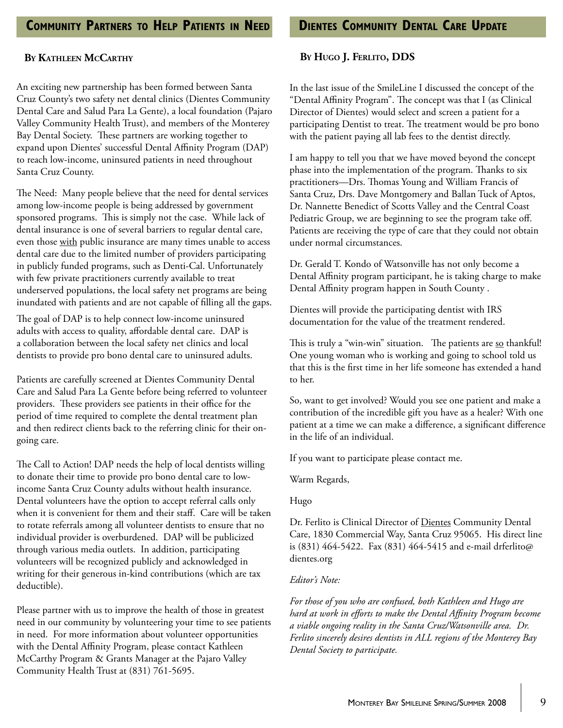## Community Partners to Help Patients in Need

**By Kathleen McCarthy**

An exciting new partnership has been formed between Santa Cruz County's two safety net dental clinics (Dientes Community Dental Care and Salud Para La Gente), a local foundation (Pajaro Valley Community Health Trust), and members of the Monterey Bay Dental Society. These partners are working together to expand upon Dientes' successful Dental Affinity Program (DAP) to reach low-income, uninsured patients in need throughout Santa Cruz County.

The Need: Many people believe that the need for dental services among low-income people is being addressed by government sponsored programs. This is simply not the case. While lack of dental insurance is one of several barriers to regular dental care, even those with public insurance are many times unable to access dental care due to the limited number of providers participating in publicly funded programs, such as Denti-Cal. Unfortunately with few private practitioners currently available to treat underserved populations, the local safety net programs are being inundated with patients and are not capable of filling all the gaps.

The goal of DAP is to help connect low-income uninsured adults with access to quality, affordable dental care. DAP is a collaboration between the local safety net clinics and local dentists to provide pro bono dental care to uninsured adults.

Patients are carefully screened at Dientes Community Dental Care and Salud Para La Gente before being referred to volunteer providers. These providers see patients in their office for the period of time required to complete the dental treatment plan and then redirect clients back to the referring clinic for their on-going care.

The Call to Action! DAP needs the help of local dentists willing to donate their time to provide pro bono dental care to low-income Santa Cruz County adults without health insurance. Dental volunteers have the option to accept referral calls only when it is convenient for them and their staff. Care will be taken to rotate referrals among all volunteer dentists to ensure that no individual provider is overburdened. DAP will be publicized through various media outlets. In addition, participating volunteers will be recognized publicly and acknowledged in writing for their generous in-kind contributions (which are tax deductible).

Please partner with us to improve the health of those in greatest need in our community by volunteering your time to see patients in need. For more information about volunteer opportunities with the Dental Affinity Program, please contact Kathleen McCarthy Program & Grants Manager at the Pajaro Valley Community Health Trust at (831) 761-5695.

## Dientes Community Dental Care Update

**By Hugo J. Ferlito, DDS**

In the last issue of the SmileLine I discussed the concept of the "Dental Affinity Program". The concept was that I (as Clinical Director of Dientes) would select and screen a patient for a participating Dentist to treat. The treatment would be pro bono with the patient paying all lab fees to the dentist directly.

I am happy to tell you that we have moved beyond the concept phase into the implementation of the program. Thanks to six practitioners—Drs. Thomas Young and William Francis of Santa Cruz, Drs. Dave Montgomery and Ballan Tuck of Aptos, Dr. Nannette Benedict of Scotts Valley and the Central Coast Pediatric Group, we are beginning to see the program take off. Patients are receiving the type of care that they could not obtain under normal circumstances.

Dr. Gerald T. Kondo of Watsonville has not only become a Dental Affinity program participant, he is taking charge to make Dental Affinity program happen in South County .

Dientes will provide the participating dentist with IRS documentation for the value of the treatment rendered.

This is truly a "win-win" situation. The patients are so thankful! One young woman who is working and going to school told us that this is the first time in her life someone has extended a hand to her.

So, want to get involved? Would you see one patient and make a contribution of the incredible gift you have as a healer? With one patient at a time we can make a difference, a significant difference in the life of an individual.

If you want to participate please contact me.

Warm Regards,

Hugo

Dr. Ferlito is Clinical Director of Dientes Community Dental Care, 1830 Commercial Way, Santa Cruz 95065. His direct line is (831) 464-5422. Fax (831) 464-5415 and e-mail drferlito@dientes.org

*Editor's Note:*

*For those of you who are confused, both Kathleen and Hugo are hard at work in efforts to make the Dental Affinity Program become a viable ongoing reality in the Santa Cruz/Watsonville area. Dr. Ferlito sincerely desires dentists in ALL regions of the Monterey Bay Dental Society to participate.*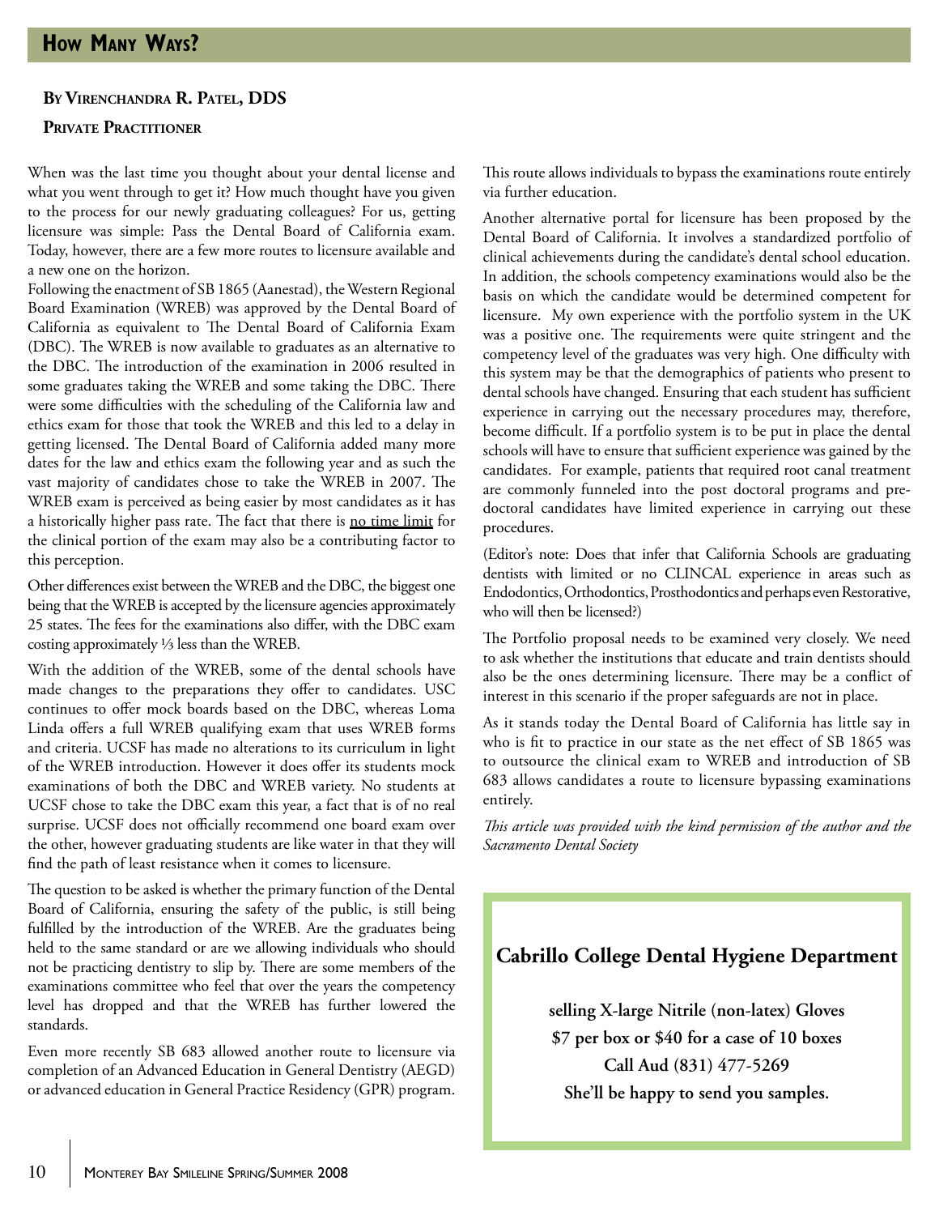# How Many Ways?

**By Virenchandra R. Patel, DDS**

**Private Practitioner**

When was the last time you thought about your dental license and what you went through to get it? How much thought have you given to the process for our newly graduating colleagues? For us, getting licensure was simple: Pass the Dental Board of California exam. Today, however, there are a few more routes to licensure available and a new one on the horizon.

Following the enactment of SB 1865 (Aanestad), the Western Regional Board Examination (WREB) was approved by the Dental Board of California as equivalent to The Dental Board of California Exam (DBC). The WREB is now available to graduates as an alternative to the DBC. The introduction of the examination in 2006 resulted in some graduates taking the WREB and some taking the DBC. There were some difficulties with the scheduling of the California law and ethics exam for those that took the WREB and this led to a delay in getting licensed. The Dental Board of California added many more dates for the law and ethics exam the following year and as such the vast majority of candidates chose to take the WREB in 2007. The WREB exam is perceived as being easier by most candidates as it has a historically higher pass rate. The fact that there is <u>no time limit</u> for the clinical portion of the exam may also be a contributing factor to this perception.

Other differences exist between the WREB and the DBC, the biggest one being that the WREB is accepted by the licensure agencies approximately 25 states. The fees for the examinations also differ, with the DBC exam costing approximately ⅓ less than the WREB.

With the addition of the WREB, some of the dental schools have made changes to the preparations they offer to candidates. USC continues to offer mock boards based on the DBC, whereas Loma Linda offers a full WREB qualifying exam that uses WREB forms and criteria. UCSF has made no alterations to its curriculum in light of the WREB introduction. However it does offer its students mock examinations of both the DBC and WREB variety. No students at UCSF chose to take the DBC exam this year, a fact that is of no real surprise. UCSF does not officially recommend one board exam over the other, however graduating students are like water in that they will find the path of least resistance when it comes to licensure.

The question to be asked is whether the primary function of the Dental Board of California, ensuring the safety of the public, is still being fulfilled by the introduction of the WREB. Are the graduates being held to the same standard or are we allowing individuals who should not be practicing dentistry to slip by. There are some members of the examinations committee who feel that over the years the competency level has dropped and that the WREB has further lowered the standards.

Even more recently SB 683 allowed another route to licensure via completion of an Advanced Education in General Dentistry (AEGD) or advanced education in General Practice Residency (GPR) program. This route allows individuals to bypass the examinations route entirely via further education.

Another alternative portal for licensure has been proposed by the Dental Board of California. It involves a standardized portfolio of clinical achievements during the candidate's dental school education. In addition, the schools competency examinations would also be the basis on which the candidate would be determined competent for licensure. My own experience with the portfolio system in the UK was a positive one. The requirements were quite stringent and the competency level of the graduates was very high. One difficulty with this system may be that the demographics of patients who present to dental schools have changed. Ensuring that each student has sufficient experience in carrying out the necessary procedures may, therefore, become difficult. If a portfolio system is to be put in place the dental schools will have to ensure that sufficient experience was gained by the candidates. For example, patients that required root canal treatment are commonly funneled into the post doctoral programs and pre-doctoral candidates have limited experience in carrying out these procedures.

(Editor's note: Does that infer that California Schools are graduating dentists with limited or no CLINCAL experience in areas such as Endodontics, Orthodontics, Prosthodontics and perhaps even Restorative, who will then be licensed?)

The Portfolio proposal needs to be examined very closely. We need to ask whether the institutions that educate and train dentists should also be the ones determining licensure. There may be a conflict of interest in this scenario if the proper safeguards are not in place.

As it stands today the Dental Board of California has little say in who is fit to practice in our state as the net effect of SB 1865 was to outsource the clinical exam to WREB and introduction of SB 683 allows candidates a route to licensure bypassing examinations entirely.

*This article was provided with the kind permission of the author and the Sacramento Dental Society*

---

**Cabrillo College Dental Hygiene Department**

**selling X-large Nitrile (non-latex) Gloves**
**$7 per box or $40 for a case of 10 boxes**
**Call Aud (831) 477-5269**
**She'll be happy to send you samples.**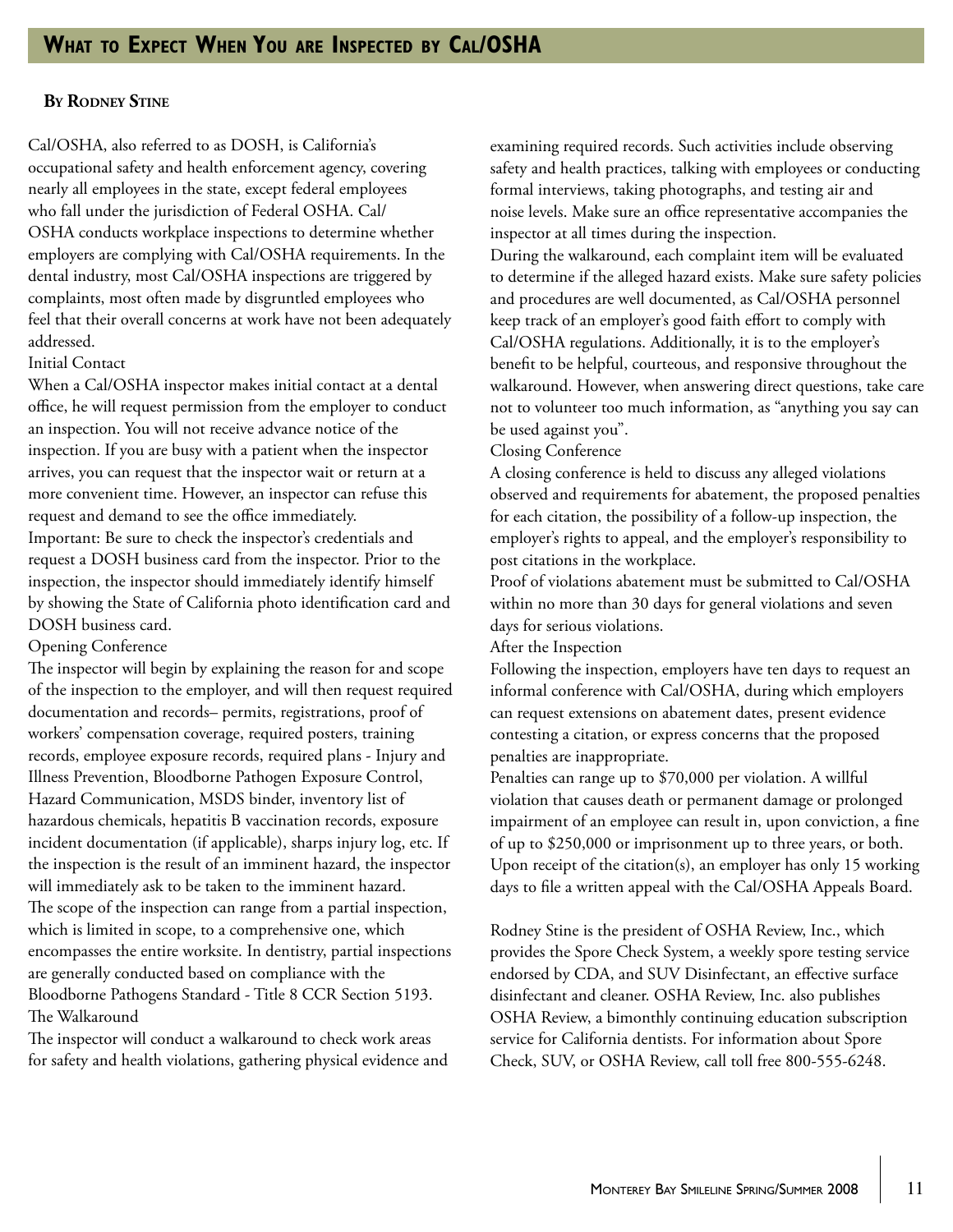# What to Expect When You are Inspected by Cal/OSHA

**By Rodney Stine**

Cal/OSHA, also referred to as DOSH, is California's occupational safety and health enforcement agency, covering nearly all employees in the state, except federal employees who fall under the jurisdiction of Federal OSHA. Cal/OSHA conducts workplace inspections to determine whether employers are complying with Cal/OSHA requirements. In the dental industry, most Cal/OSHA inspections are triggered by complaints, most often made by disgruntled employees who feel that their overall concerns at work have not been adequately addressed.

## Initial Contact

When a Cal/OSHA inspector makes initial contact at a dental office, he will request permission from the employer to conduct an inspection. You will not receive advance notice of the inspection. If you are busy with a patient when the inspector arrives, you can request that the inspector wait or return at a more convenient time. However, an inspector can refuse this request and demand to see the office immediately.

Important: Be sure to check the inspector's credentials and request a DOSH business card from the inspector. Prior to the inspection, the inspector should immediately identify himself by showing the State of California photo identification card and DOSH business card.

## Opening Conference

The inspector will begin by explaining the reason for and scope of the inspection to the employer, and will then request required documentation and records– permits, registrations, proof of workers' compensation coverage, required posters, training records, employee exposure records, required plans - Injury and Illness Prevention, Bloodborne Pathogen Exposure Control, Hazard Communication, MSDS binder, inventory list of hazardous chemicals, hepatitis B vaccination records, exposure incident documentation (if applicable), sharps injury log, etc. If the inspection is the result of an imminent hazard, the inspector will immediately ask to be taken to the imminent hazard.

The scope of the inspection can range from a partial inspection, which is limited in scope, to a comprehensive one, which encompasses the entire worksite. In dentistry, partial inspections are generally conducted based on compliance with the Bloodborne Pathogens Standard - Title 8 CCR Section 5193.

## The Walkaround

The inspector will conduct a walkaround to check work areas for safety and health violations, gathering physical evidence and examining required records. Such activities include observing safety and health practices, talking with employees or conducting formal interviews, taking photographs, and testing air and noise levels. Make sure an office representative accompanies the inspector at all times during the inspection.

During the walkaround, each complaint item will be evaluated to determine if the alleged hazard exists. Make sure safety policies and procedures are well documented, as Cal/OSHA personnel keep track of an employer's good faith effort to comply with Cal/OSHA regulations. Additionally, it is to the employer's benefit to be helpful, courteous, and responsive throughout the walkaround. However, when answering direct questions, take care not to volunteer too much information, as "anything you say can be used against you".

## Closing Conference

A closing conference is held to discuss any alleged violations observed and requirements for abatement, the proposed penalties for each citation, the possibility of a follow-up inspection, the employer's rights to appeal, and the employer's responsibility to post citations in the workplace.

Proof of violations abatement must be submitted to Cal/OSHA within no more than 30 days for general violations and seven days for serious violations.

## After the Inspection

Following the inspection, employers have ten days to request an informal conference with Cal/OSHA, during which employers can request extensions on abatement dates, present evidence contesting a citation, or express concerns that the proposed penalties are inappropriate.

Penalties can range up to $70,000 per violation. A willful violation that causes death or permanent damage or prolonged impairment of an employee can result in, upon conviction, a fine of up to $250,000 or imprisonment up to three years, or both. Upon receipt of the citation(s), an employer has only 15 working days to file a written appeal with the Cal/OSHA Appeals Board.

Rodney Stine is the president of OSHA Review, Inc., which provides the Spore Check System, a weekly spore testing service endorsed by CDA, and SUV Disinfectant, an effective surface disinfectant and cleaner. OSHA Review, Inc. also publishes OSHA Review, a bimonthly continuing education subscription service for California dentists. For information about Spore Check, SUV, or OSHA Review, call toll free 800-555-6248.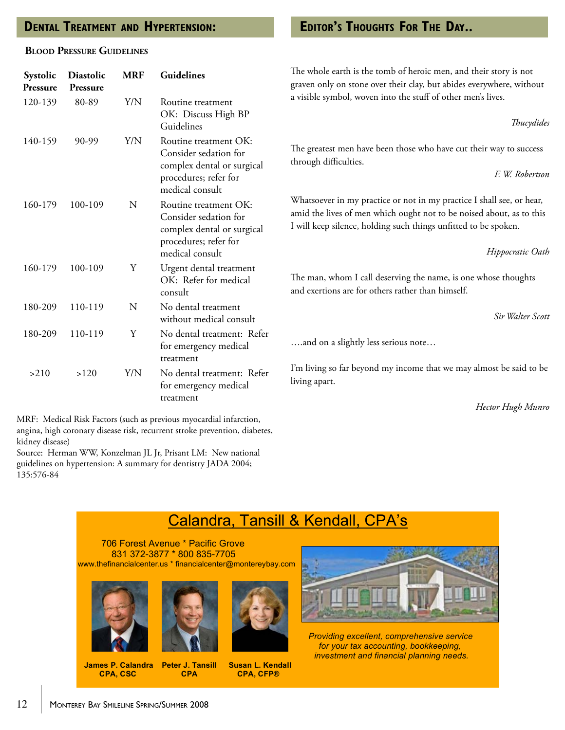## Dental Treatment and Hypertension:

### Blood Pressure Guidelines

| Systolic Pressure | Diastolic Pressure | MRF | Guidelines |
|---|---|---|---|
| 120-139 | 80-89 | Y/N | Routine treatment OK: Discuss High BP Guidelines |
| 140-159 | 90-99 | Y/N | Routine treatment OK: Consider sedation for complex dental or surgical procedures; refer for medical consult |
| 160-179 | 100-109 | N | Routine treatment OK: Consider sedation for complex dental or surgical procedures; refer for medical consult |
| 160-179 | 100-109 | Y | Urgent dental treatment OK: Refer for medical consult |
| 180-209 | 110-119 | N | No dental treatment without medical consult |
| 180-209 | 110-119 | Y | No dental treatment: Refer for emergency medical treatment |
| >210 | >120 | Y/N | No dental treatment: Refer for emergency medical treatment |

MRF: Medical Risk Factors (such as previous myocardial infarction, angina, high coronary disease risk, recurrent stroke prevention, diabetes, kidney disease)

Source: Herman WW, Konzelman JL Jr, Prisant LM: New national guidelines on hypertension: A summary for dentistry JADA 2004; 135:576-84

## Editor's Thoughts For The Day..

The whole earth is the tomb of heroic men, and their story is not graven only on stone over their clay, but abides everywhere, without a visible symbol, woven into the stuff of other men's lives.

*Thucydides*

The greatest men have been those who have cut their way to success through difficulties.

*F. W. Robertson*

Whatsoever in my practice or not in my practice I shall see, or hear, amid the lives of men which ought not to be noised about, as to this I will keep silence, holding such things unfitted to be spoken.

*Hippocratic Oath*

The man, whom I call deserving the name, is one whose thoughts and exertions are for others rather than himself.

*Sir Walter Scott*

….and on a slightly less serious note…

I'm living so far beyond my income that we may almost be said to be living apart.

*Hector Hugh Munro*

## Calandra, Tansill & Kendall, CPA's

706 Forest Avenue * Pacific Grove
831 372-3877 * 800 835-7705
www.thefinancialcenter.us * financialcenter@montereybay.com

**James P. Calandra**
**CPA, CSC**

**Peter J. Tansill**
**CPA**

**Susan L. Kendall**
**CPA, CFP®**

*Providing excellent, comprehensive service for your tax accounting, bookkeeping, investment and financial planning needs.*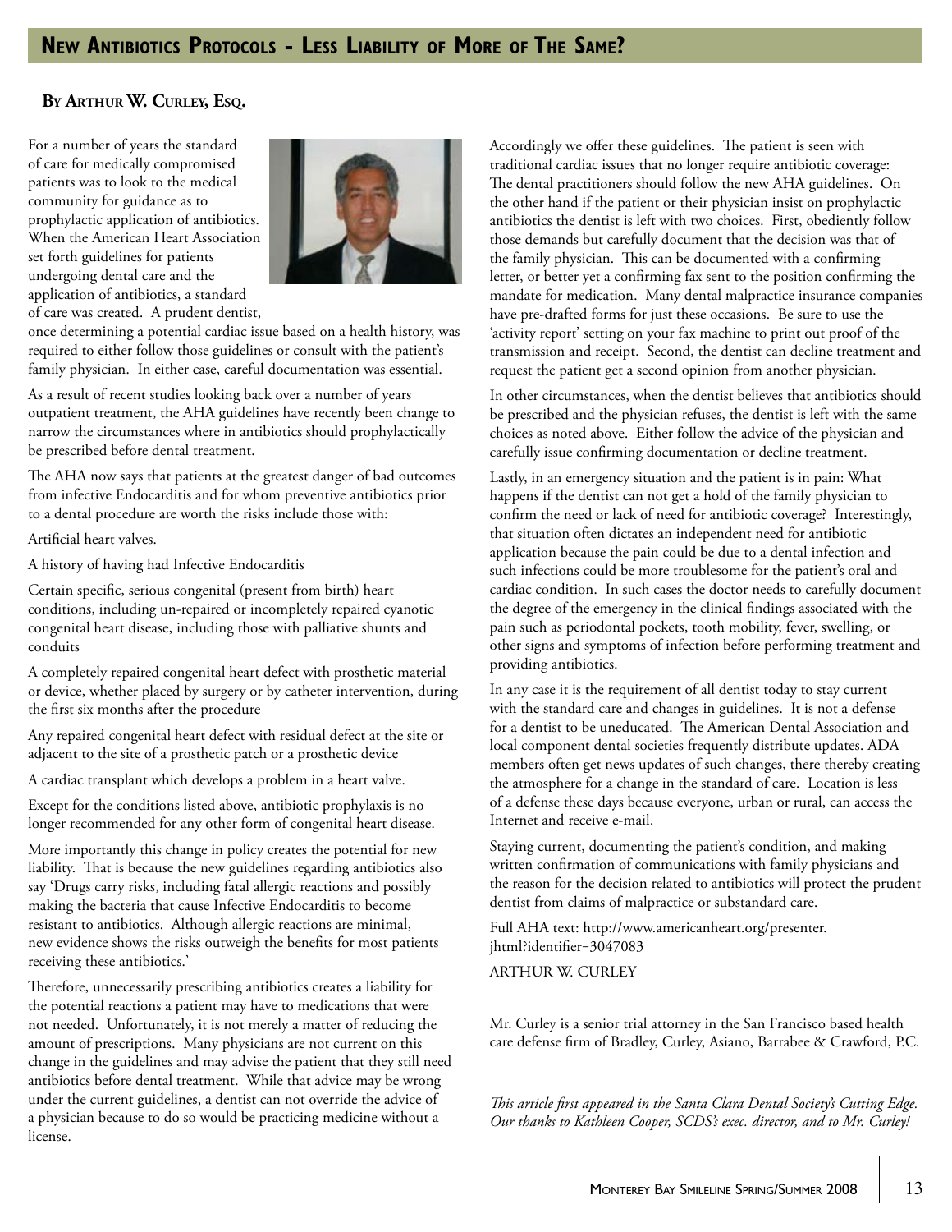# New Antibiotics Protocols - Less Liability of More of The Same?

**By Arthur W. Curley, Esq.**

For a number of years the standard of care for medically compromised patients was to look to the medical community for guidance as to prophylactic application of antibiotics. When the American Heart Association set forth guidelines for patients undergoing dental care and the application of antibiotics, a standard of care was created. A prudent dentist, once determining a potential cardiac issue based on a health history, was required to either follow those guidelines or consult with the patient's family physician. In either case, careful documentation was essential.

As a result of recent studies looking back over a number of years outpatient treatment, the AHA guidelines have recently been change to narrow the circumstances where in antibiotics should prophylactically be prescribed before dental treatment.

The AHA now says that patients at the greatest danger of bad outcomes from infective Endocarditis and for whom preventive antibiotics prior to a dental procedure are worth the risks include those with:

Artificial heart valves.

A history of having had Infective Endocarditis

Certain specific, serious congenital (present from birth) heart conditions, including un-repaired or incompletely repaired cyanotic congenital heart disease, including those with palliative shunts and conduits

A completely repaired congenital heart defect with prosthetic material or device, whether placed by surgery or by catheter intervention, during the first six months after the procedure

Any repaired congenital heart defect with residual defect at the site or adjacent to the site of a prosthetic patch or a prosthetic device

A cardiac transplant which develops a problem in a heart valve.

Except for the conditions listed above, antibiotic prophylaxis is no longer recommended for any other form of congenital heart disease.

More importantly this change in policy creates the potential for new liability. That is because the new guidelines regarding antibiotics also say 'Drugs carry risks, including fatal allergic reactions and possibly making the bacteria that cause Infective Endocarditis to become resistant to antibiotics. Although allergic reactions are minimal, new evidence shows the risks outweigh the benefits for most patients receiving these antibiotics.'

Therefore, unnecessarily prescribing antibiotics creates a liability for the potential reactions a patient may have to medications that were not needed. Unfortunately, it is not merely a matter of reducing the amount of prescriptions. Many physicians are not current on this change in the guidelines and may advise the patient that they still need antibiotics before dental treatment. While that advice may be wrong under the current guidelines, a dentist can not override the advice of a physician because to do so would be practicing medicine without a license.

Accordingly we offer these guidelines. The patient is seen with traditional cardiac issues that no longer require antibiotic coverage: The dental practitioners should follow the new AHA guidelines. On the other hand if the patient or their physician insist on prophylactic antibiotics the dentist is left with two choices. First, obediently follow those demands but carefully document that the decision was that of the family physician. This can be documented with a confirming letter, or better yet a confirming fax sent to the position confirming the mandate for medication. Many dental malpractice insurance companies have pre-drafted forms for just these occasions. Be sure to use the 'activity report' setting on your fax machine to print out proof of the transmission and receipt. Second, the dentist can decline treatment and request the patient get a second opinion from another physician.

In other circumstances, when the dentist believes that antibiotics should be prescribed and the physician refuses, the dentist is left with the same choices as noted above. Either follow the advice of the physician and carefully issue confirming documentation or decline treatment.

Lastly, in an emergency situation and the patient is in pain: What happens if the dentist can not get a hold of the family physician to confirm the need or lack of need for antibiotic coverage? Interestingly, that situation often dictates an independent need for antibiotic application because the pain could be due to a dental infection and such infections could be more troublesome for the patient's oral and cardiac condition. In such cases the doctor needs to carefully document the degree of the emergency in the clinical findings associated with the pain such as periodontal pockets, tooth mobility, fever, swelling, or other signs and symptoms of infection before performing treatment and providing antibiotics.

In any case it is the requirement of all dentist today to stay current with the standard care and changes in guidelines. It is not a defense for a dentist to be uneducated. The American Dental Association and local component dental societies frequently distribute updates. ADA members often get news updates of such changes, there thereby creating the atmosphere for a change in the standard of care. Location is less of a defense these days because everyone, urban or rural, can access the Internet and receive e-mail.

Staying current, documenting the patient's condition, and making written confirmation of communications with family physicians and the reason for the decision related to antibiotics will protect the prudent dentist from claims of malpractice or substandard care.

Full AHA text: http://www.americanheart.org/presenter.jhtml?identifier=3047083

ARTHUR W. CURLEY

Mr. Curley is a senior trial attorney in the San Francisco based health care defense firm of Bradley, Curley, Asiano, Barrabee & Crawford, P.C.

*This article first appeared in the Santa Clara Dental Society's Cutting Edge. Our thanks to Kathleen Cooper, SCDS's exec. director, and to Mr. Curley!*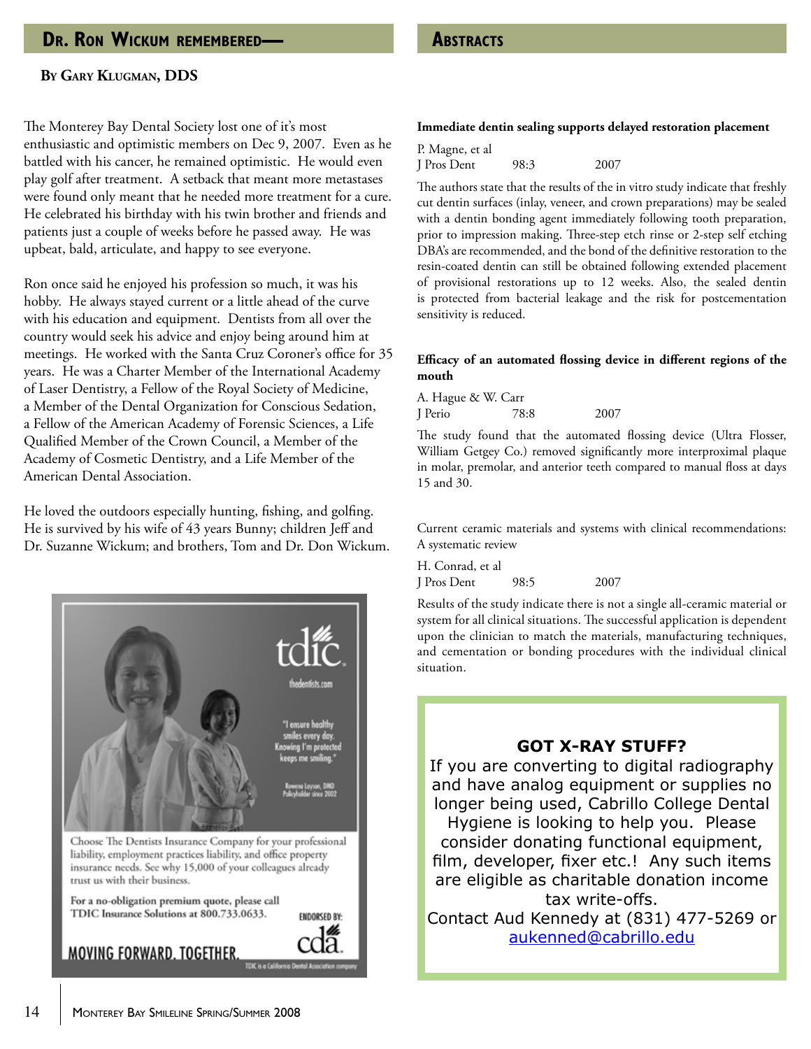## Dr. Ron Wickum remembered—

**By Gary Klugman, DDS**

The Monterey Bay Dental Society lost one of it's most enthusiastic and optimistic members on Dec 9, 2007. Even as he battled with his cancer, he remained optimistic. He would even play golf after treatment. A setback that meant more metastases were found only meant that he needed more treatment for a cure. He celebrated his birthday with his twin brother and friends and patients just a couple of weeks before he passed away. He was upbeat, bald, articulate, and happy to see everyone.

Ron once said he enjoyed his profession so much, it was his hobby. He always stayed current or a little ahead of the curve with his education and equipment. Dentists from all over the country would seek his advice and enjoy being around him at meetings. He worked with the Santa Cruz Coroner's office for 35 years. He was a Charter Member of the International Academy of Laser Dentistry, a Fellow of the Royal Society of Medicine, a Member of the Dental Organization for Conscious Sedation, a Fellow of the American Academy of Forensic Sciences, a Life Qualified Member of the Crown Council, a Member of the Academy of Cosmetic Dentistry, and a Life Member of the American Dental Association.

He loved the outdoors especially hunting, fishing, and golfing. He is survived by his wife of 43 years Bunny; children Jeff and Dr. Suzanne Wickum; and brothers, Tom and Dr. Don Wickum.

tdic
thedentists.com

"I ensure healthy smiles every day. Knowing I'm protected keeps me smiling."

Rowena Layson, DMD
Policyholder since 2002

Choose The Dentists Insurance Company for your professional liability, employment practices liability, and office property insurance needs. See why 15,000 of your colleagues already trust us with their business.

**For a no-obligation premium quote, please call TDIC Insurance Solutions at 800.733.0633.**

ENDORSED BY: cda

MOVING FORWARD. TOGETHER.

TDIC is a California Dental Association company

## Abstracts

**Immediate dentin sealing supports delayed restoration placement**

P. Magne, et al
J Pros Dent 98:3 2007

The authors state that the results of the in vitro study indicate that freshly cut dentin surfaces (inlay, veneer, and crown preparations) may be sealed with a dentin bonding agent immediately following tooth preparation, prior to impression making. Three-step etch rinse or 2-step self etching DBA's are recommended, and the bond of the definitive restoration to the resin-coated dentin can still be obtained following extended placement of provisional restorations up to 12 weeks. Also, the sealed dentin is protected from bacterial leakage and the risk for postcementation sensitivity is reduced.

**Efficacy of an automated flossing device in different regions of the mouth**

A. Hague & W. Carr
J Perio 78:8 2007

The study found that the automated flossing device (Ultra Flosser, William Getgey Co.) removed significantly more interproximal plaque in molar, premolar, and anterior teeth compared to manual floss at days 15 and 30.

Current ceramic materials and systems with clinical recommendations: A systematic review

H. Conrad, et al
J Pros Dent 98:5 2007

Results of the study indicate there is not a single all-ceramic material or system for all clinical situations. The successful application is dependent upon the clinician to match the materials, manufacturing techniques, and cementation or bonding procedures with the individual clinical situation.

**GOT X-RAY STUFF?**

If you are converting to digital radiography and have analog equipment or supplies no longer being used, Cabrillo College Dental Hygiene is looking to help you. Please consider donating functional equipment, film, developer, fixer etc.! Any such items are eligible as charitable donation income tax write-offs.
Contact Aud Kennedy at (831) 477-5269 or aukenned@cabrillo.edu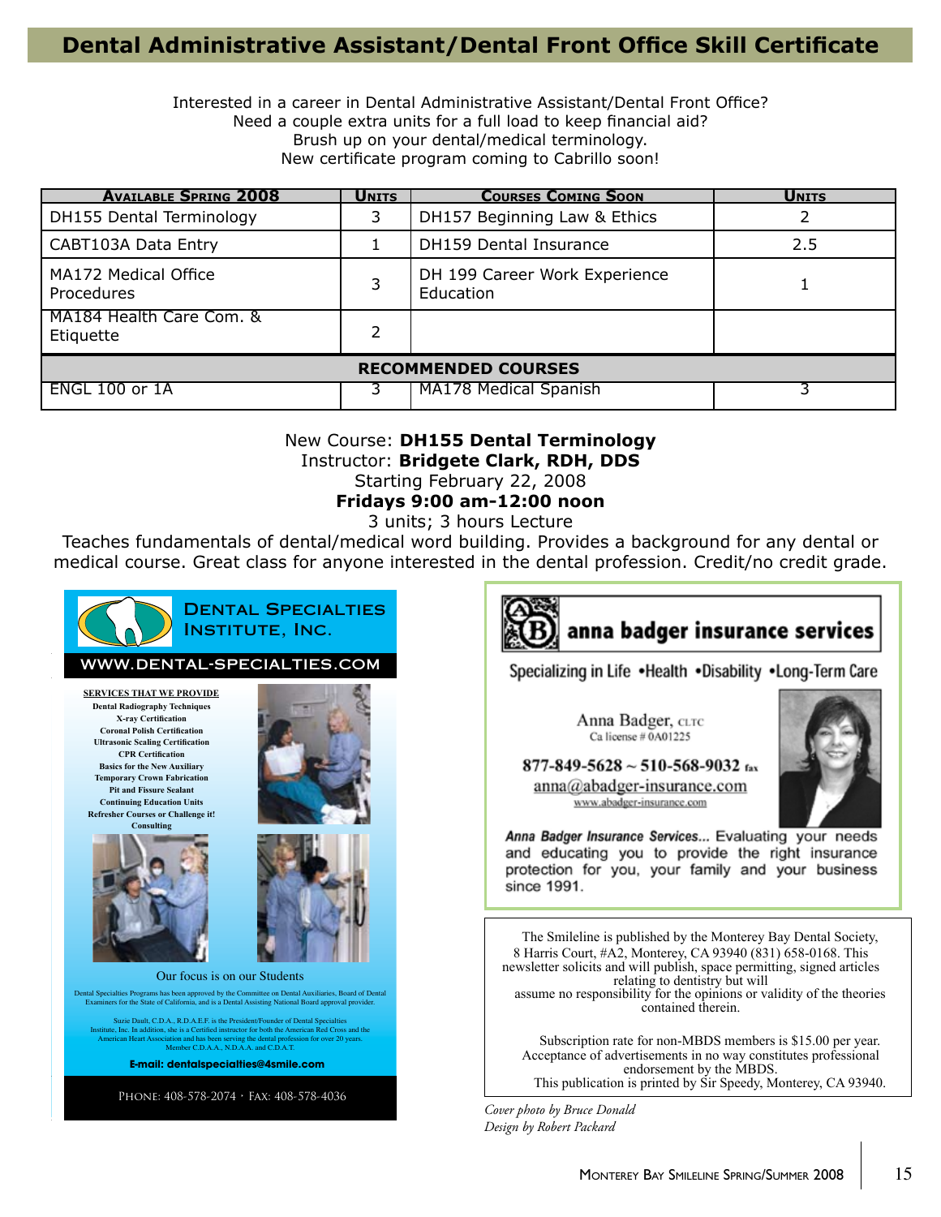# Dental Administrative Assistant/Dental Front Office Skill Certificate

Interested in a career in Dental Administrative Assistant/Dental Front Office?
Need a couple extra units for a full load to keep financial aid?
Brush up on your dental/medical terminology.
New certificate program coming to Cabrillo soon!

| Available Spring 2008 | Units | Courses Coming Soon | Units |
|---|---|---|---|
| DH155 Dental Terminology | 3 | DH157 Beginning Law & Ethics | 2 |
| CABT103A Data Entry | 1 | DH159 Dental Insurance | 2.5 |
| MA172 Medical Office Procedures | 3 | DH 199 Career Work Experience Education | 1 |
| MA184 Health Care Com. & Etiquette | 2 | | |
| **RECOMMENDED COURSES** | | | |
| ENGL 100 or 1A | 3 | MA178 Medical Spanish | 3 |

New Course: **DH155 Dental Terminology**
Instructor: **Bridgete Clark, RDH, DDS**
Starting February 22, 2008
**Fridays 9:00 am-12:00 noon**
3 units; 3 hours Lecture

Teaches fundamentals of dental/medical word building. Provides a background for any dental or medical course. Great class for anyone interested in the dental profession. Credit/no credit grade.

## Dental Specialties Institute, Inc.

WWW.DENTAL-SPECIALTIES.COM

**SERVICES THAT WE PROVIDE**

- Dental Radiography Techniques
- X-ray Certification
- Coronal Polish Certification
- Ultrasonic Scaling Certification
- CPR Certification
- Basics for the New Auxiliary
- Temporary Crown Fabrication
- Pit and Fissure Sealant
- Continuing Education Units
- Refresher Courses or Challenge it!
- Consulting

Our focus is on our Students

Dental Specialties Programs has been approved by the Committee on Dental Auxiliaries, Board of Dental Examiners for the State of California, and is a Dental Assisting National Board approval provider.

Suzie Dault, C.D.A., R.D.A.E.F. is the President/Founder of Dental Specialties Institute, Inc. In addition, she is a Certified instructor for both the American Red Cross and the American Heart Association and has been serving the dental profession for over 20 years. Member C.D.A.A., N.D.A.A. and C.D.A.T.

**E-mail: dentalspecialties@4smile.com**

Phone: 408-578-2074 · Fax: 408-578-4036

## anna badger insurance services

Specializing in Life •Health •Disability •Long-Term Care

Anna Badger, CLTC
Ca license # 0A01225

877-849-5628 ~ 510-568-9032 fax
anna@abadger-insurance.com
www.abadger-insurance.com

*Anna Badger Insurance Services...* Evaluating your needs and educating you to provide the right insurance protection for you, your family and your business since 1991.

The Smileline is published by the Monterey Bay Dental Society, 8 Harris Court, #A2, Monterey, CA 93940 (831) 658-0168. This newsletter solicits and will publish, space permitting, signed articles relating to dentistry but will assume no responsibility for the opinions or validity of the theories contained therein.

Subscription rate for non-MBDS members is $15.00 per year. Acceptance of advertisements in no way constitutes professional endorsement by the MBDS. This publication is printed by Sir Speedy, Monterey, CA 93940.

*Cover photo by Bruce Donald*
*Design by Robert Packard*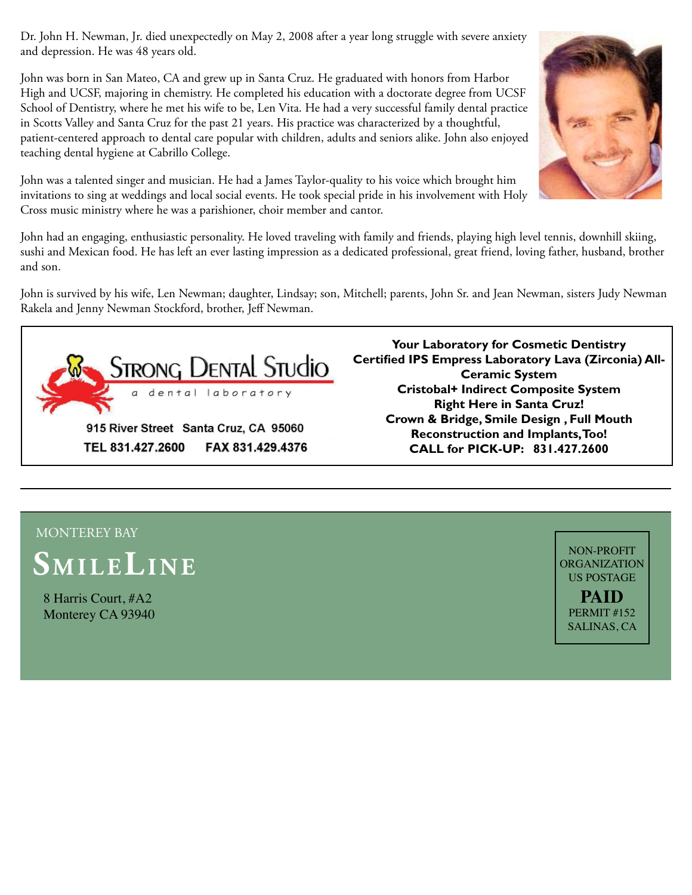Dr. John H. Newman, Jr. died unexpectedly on May 2, 2008 after a year long struggle with severe anxiety and depression. He was 48 years old.

John was born in San Mateo, CA and grew up in Santa Cruz. He graduated with honors from Harbor High and UCSF, majoring in chemistry. He completed his education with a doctorate degree from UCSF School of Dentistry, where he met his wife to be, Len Vita. He had a very successful family dental practice in Scotts Valley and Santa Cruz for the past 21 years. His practice was characterized by a thoughtful, patient-centered approach to dental care popular with children, adults and seniors alike. John also enjoyed teaching dental hygiene at Cabrillo College.

John was a talented singer and musician. He had a James Taylor-quality to his voice which brought him invitations to sing at weddings and local social events. He took special pride in his involvement with Holy Cross music ministry where he was a parishioner, choir member and cantor.

John had an engaging, enthusiastic personality. He loved traveling with family and friends, playing high level tennis, downhill skiing, sushi and Mexican food. He has left an ever lasting impression as a dedicated professional, great friend, loving father, husband, brother and son.

John is survived by his wife, Len Newman; daughter, Lindsay; son, Mitchell; parents, John Sr. and Jean Newman, sisters Judy Newman Rakela and Jenny Newman Stockford, brother, Jeff Newman.

---

**Strong Dental Studio**
a dental laboratory

915 River Street Santa Cruz, CA 95060
TEL 831.427.2600 FAX 831.429.4376

**Your Laboratory for Cosmetic Dentistry**
**Certified IPS Empress Laboratory Lava (Zirconia) All-Ceramic System**
**Cristobal+ Indirect Composite System**
**Right Here in Santa Cruz!**
**Crown & Bridge, Smile Design , Full Mouth Reconstruction and Implants, Too!**
**CALL for PICK-UP: 831.427.2600**

---

MONTEREY BAY
**SMILELINE**

8 Harris Court, #A2
Monterey CA 93940

NON-PROFIT
ORGANIZATION
US POSTAGE
**PAID**
PERMIT #152
SALINAS, CA